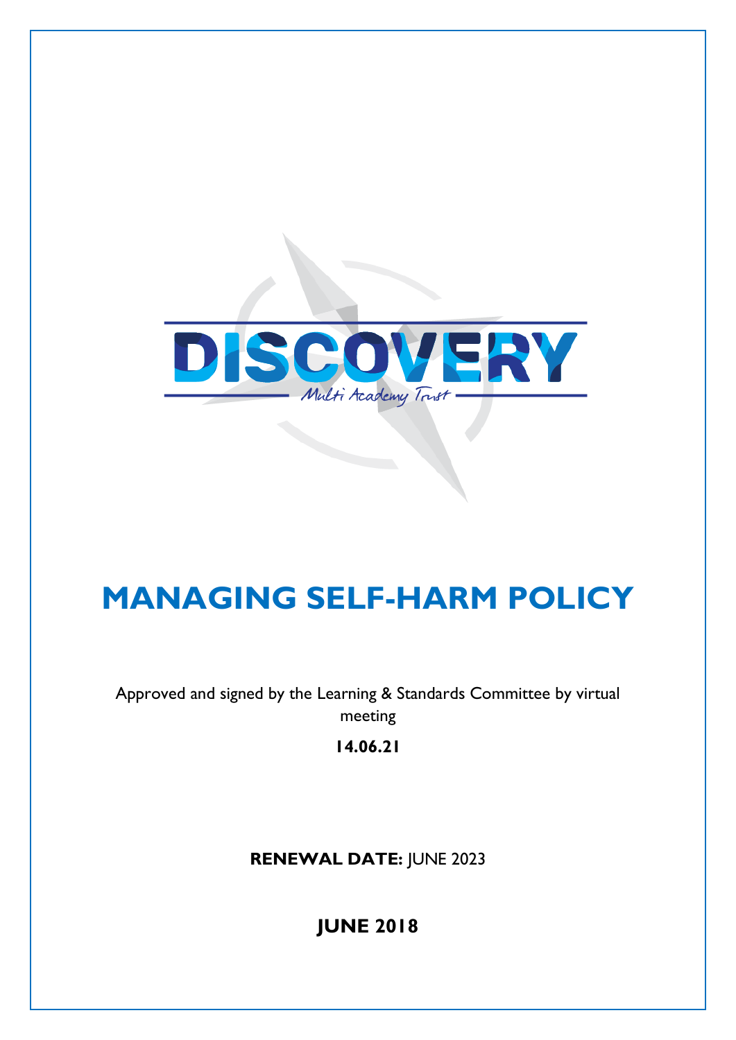DISCOVERY

Multi Academy Trust

# MANAGING SELF-HARM POLICY

Approved and signed by the Learning & Standards Committee by virtual meeting

**14.06.21**

**RENEWAL DATE:** JUNE 2023

**JUNE 2018**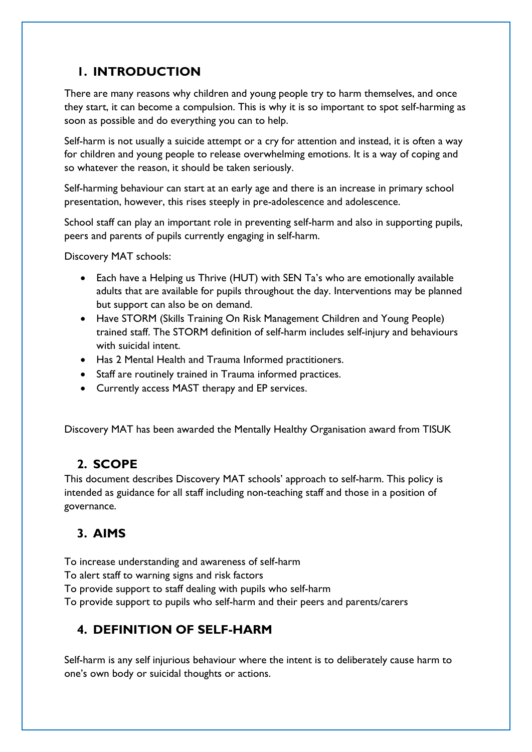## 1. INTRODUCTION

There are many reasons why children and young people try to harm themselves, and once they start, it can become a compulsion. This is why it is so important to spot self-harming as soon as possible and do everything you can to help.

Self-harm is not usually a suicide attempt or a cry for attention and instead, it is often a way for children and young people to release overwhelming emotions. It is a way of coping and so whatever the reason, it should be taken seriously.

Self-harming behaviour can start at an early age and there is an increase in primary school presentation, however, this rises steeply in pre-adolescence and adolescence.

School staff can play an important role in preventing self-harm and also in supporting pupils, peers and parents of pupils currently engaging in self-harm.

Discovery MAT schools:

- Each have a Helping us Thrive (HUT) with SEN Ta's who are emotionally available adults that are available for pupils throughout the day. Interventions may be planned but support can also be on demand.
- Have STORM (Skills Training On Risk Management Children and Young People) trained staff. The STORM definition of self-harm includes self-injury and behaviours with suicidal intent.
- Has 2 Mental Health and Trauma Informed practitioners.
- Staff are routinely trained in Trauma informed practices.
- Currently access MAST therapy and EP services.

Discovery MAT has been awarded the Mentally Healthy Organisation award from TISUK

## 2. SCOPE

This document describes Discovery MAT schools' approach to self-harm. This policy is intended as guidance for all staff including non-teaching staff and those in a position of governance.

## 3. AIMS

To increase understanding and awareness of self-harm
To alert staff to warning signs and risk factors
To provide support to staff dealing with pupils who self-harm
To provide support to pupils who self-harm and their peers and parents/carers

## 4. DEFINITION OF SELF-HARM

Self-harm is any self injurious behaviour where the intent is to deliberately cause harm to one's own body or suicidal thoughts or actions.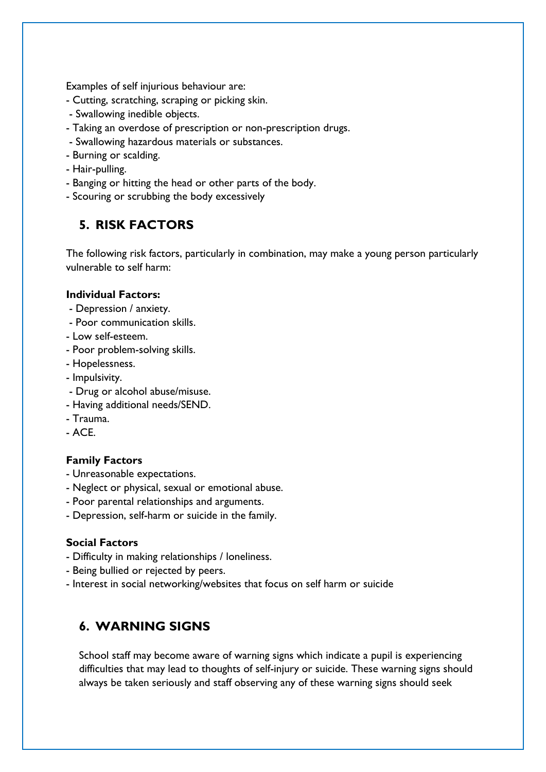Examples of self injurious behaviour are:

- Cutting, scratching, scraping or picking skin.
- Swallowing inedible objects.
- Taking an overdose of prescription or non-prescription drugs.
- Swallowing hazardous materials or substances.
- Burning or scalding.
- Hair-pulling.
- Banging or hitting the head or other parts of the body.
- Scouring or scrubbing the body excessively

## 5. RISK FACTORS

The following risk factors, particularly in combination, may make a young person particularly vulnerable to self harm:

**Individual Factors:**

- Depression / anxiety.
- Poor communication skills.
- Low self-esteem.
- Poor problem-solving skills.
- Hopelessness.
- Impulsivity.
- Drug or alcohol abuse/misuse.
- Having additional needs/SEND.
- Trauma.
- ACE.

**Family Factors**

- Unreasonable expectations.
- Neglect or physical, sexual or emotional abuse.
- Poor parental relationships and arguments.
- Depression, self-harm or suicide in the family.

**Social Factors**

- Difficulty in making relationships / loneliness.
- Being bullied or rejected by peers.
- Interest in social networking/websites that focus on self harm or suicide

## 6. WARNING SIGNS

School staff may become aware of warning signs which indicate a pupil is experiencing difficulties that may lead to thoughts of self-injury or suicide. These warning signs should always be taken seriously and staff observing any of these warning signs should seek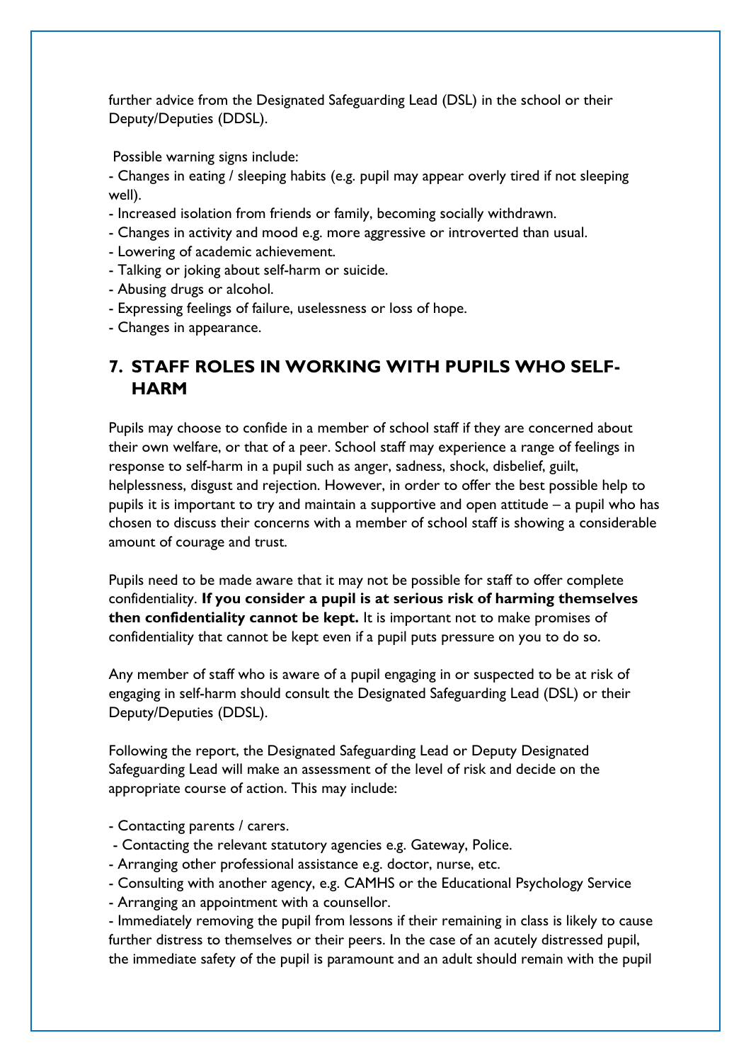further advice from the Designated Safeguarding Lead (DSL) in the school or their Deputy/Deputies (DDSL).

Possible warning signs include:

- Changes in eating / sleeping habits (e.g. pupil may appear overly tired if not sleeping well).
- Increased isolation from friends or family, becoming socially withdrawn.
- Changes in activity and mood e.g. more aggressive or introverted than usual.
- Lowering of academic achievement.
- Talking or joking about self-harm or suicide.
- Abusing drugs or alcohol.
- Expressing feelings of failure, uselessness or loss of hope.
- Changes in appearance.

## 7. STAFF ROLES IN WORKING WITH PUPILS WHO SELF-HARM

Pupils may choose to confide in a member of school staff if they are concerned about their own welfare, or that of a peer. School staff may experience a range of feelings in response to self-harm in a pupil such as anger, sadness, shock, disbelief, guilt, helplessness, disgust and rejection. However, in order to offer the best possible help to pupils it is important to try and maintain a supportive and open attitude – a pupil who has chosen to discuss their concerns with a member of school staff is showing a considerable amount of courage and trust.

Pupils need to be made aware that it may not be possible for staff to offer complete confidentiality. **If you consider a pupil is at serious risk of harming themselves then confidentiality cannot be kept.** It is important not to make promises of confidentiality that cannot be kept even if a pupil puts pressure on you to do so.

Any member of staff who is aware of a pupil engaging in or suspected to be at risk of engaging in self-harm should consult the Designated Safeguarding Lead (DSL) or their Deputy/Deputies (DDSL).

Following the report, the Designated Safeguarding Lead or Deputy Designated Safeguarding Lead will make an assessment of the level of risk and decide on the appropriate course of action. This may include:

- Contacting parents / carers.
- Contacting the relevant statutory agencies e.g. Gateway, Police.
- Arranging other professional assistance e.g. doctor, nurse, etc.
- Consulting with another agency, e.g. CAMHS or the Educational Psychology Service
- Arranging an appointment with a counsellor.
- Immediately removing the pupil from lessons if their remaining in class is likely to cause further distress to themselves or their peers. In the case of an acutely distressed pupil, the immediate safety of the pupil is paramount and an adult should remain with the pupil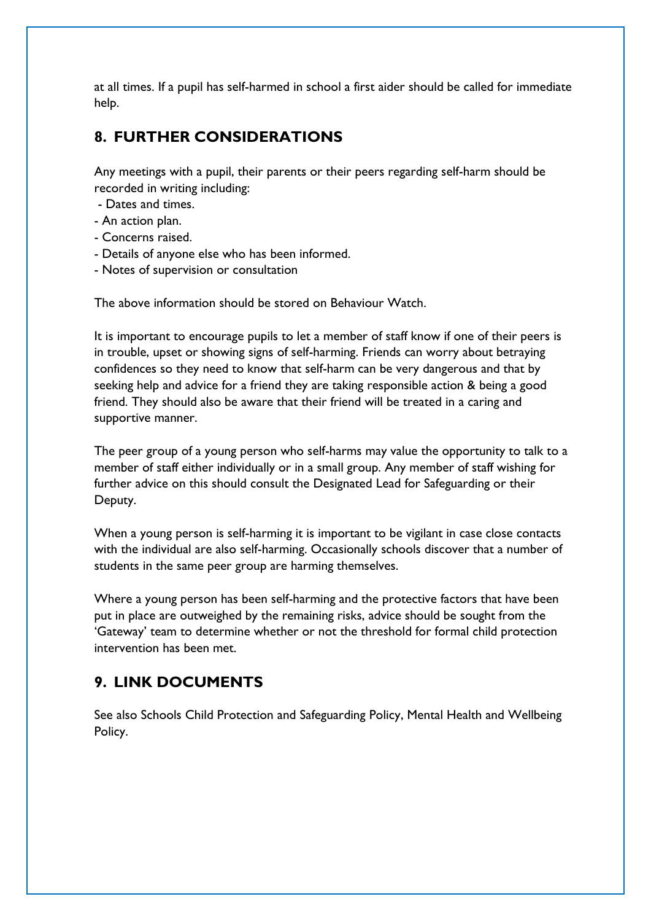at all times. If a pupil has self-harmed in school a first aider should be called for immediate help.

## 8. FURTHER CONSIDERATIONS

Any meetings with a pupil, their parents or their peers regarding self-harm should be recorded in writing including:

- Dates and times.
- An action plan.
- Concerns raised.
- Details of anyone else who has been informed.
- Notes of supervision or consultation

The above information should be stored on Behaviour Watch.

It is important to encourage pupils to let a member of staff know if one of their peers is in trouble, upset or showing signs of self-harming. Friends can worry about betraying confidences so they need to know that self-harm can be very dangerous and that by seeking help and advice for a friend they are taking responsible action & being a good friend. They should also be aware that their friend will be treated in a caring and supportive manner.

The peer group of a young person who self-harms may value the opportunity to talk to a member of staff either individually or in a small group. Any member of staff wishing for further advice on this should consult the Designated Lead for Safeguarding or their Deputy.

When a young person is self-harming it is important to be vigilant in case close contacts with the individual are also self-harming. Occasionally schools discover that a number of students in the same peer group are harming themselves.

Where a young person has been self-harming and the protective factors that have been put in place are outweighed by the remaining risks, advice should be sought from the 'Gateway' team to determine whether or not the threshold for formal child protection intervention has been met.

## 9. LINK DOCUMENTS

See also Schools Child Protection and Safeguarding Policy, Mental Health and Wellbeing Policy.